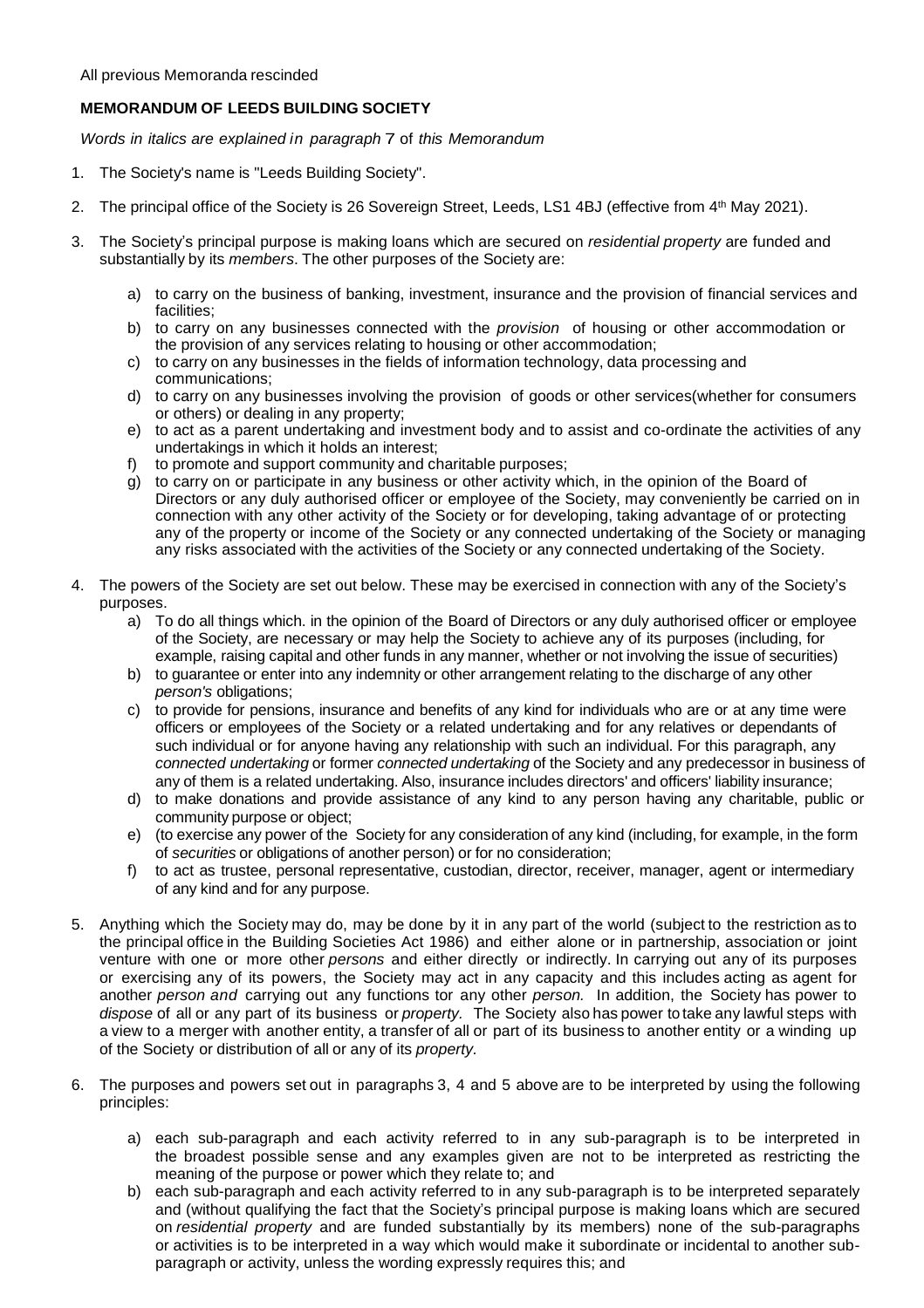All previous Memoranda rescinded

**MEMORANDUM OF LEEDS BUILDING SOCIETY**

*Words in italics are explained in paragraph* 7 of *this Memorandum*

1. The Society's name is "Leeds Building Society".

2. The principal office of the Society is 26 Sovereign Street, Leeds, LS1 4BJ (effective from 4th May 2021).

3. The Society's principal purpose is making loans which are secured on *residential property* are funded and substantially by its *members*. The other purposes of the Society are:

    a) to carry on the business of banking, investment, insurance and the provision of financial services and facilities;
    b) to carry on any businesses connected with the *provision* of housing or other accommodation or the provision of any services relating to housing or other accommodation;
    c) to carry on any businesses in the fields of information technology, data processing and communications;
    d) to carry on any businesses involving the provision of goods or other services(whether for consumers or others) or dealing in any property;
    e) to act as a parent undertaking and investment body and to assist and co-ordinate the activities of any undertakings in which it holds an interest;
    f) to promote and support community and charitable purposes;
    g) to carry on or participate in any business or other activity which, in the opinion of the Board of Directors or any duly authorised officer or employee of the Society, may conveniently be carried on in connection with any other activity of the Society or for developing, taking advantage of or protecting any of the property or income of the Society or any connected undertaking of the Society or managing any risks associated with the activities of the Society or any connected undertaking of the Society.

4. The powers of the Society are set out below. These may be exercised in connection with any of the Society's purposes.
    a) To do all things which. in the opinion of the Board of Directors or any duly authorised officer or employee of the Society, are necessary or may help the Society to achieve any of its purposes (including, for example, raising capital and other funds in any manner, whether or not involving the issue of securities)
    b) to guarantee or enter into any indemnity or other arrangement relating to the discharge of any other *person's* obligations;
    c) to provide for pensions, insurance and benefits of any kind for individuals who are or at any time were officers or employees of the Society or a related undertaking and for any relatives or dependants of such individual or for anyone having any relationship with such an individual. For this paragraph, any *connected undertaking* or former *connected undertaking* of the Society and any predecessor in business of any of them is a related undertaking. Also, insurance includes directors' and officers' liability insurance;
    d) to make donations and provide assistance of any kind to any person having any charitable, public or community purpose or object;
    e) (to exercise any power of the Society for any consideration of any kind (including, for example, in the form of *securities* or obligations of another person) or for no consideration;
    f) to act as trustee, personal representative, custodian, director, receiver, manager, agent or intermediary of any kind and for any purpose.

5. Anything which the Society may do, may be done by it in any part of the world (subject to the restriction as to the principal office in the Building Societies Act 1986) and either alone or in partnership, association or joint venture with one or more other *persons* and either directly or indirectly. In carrying out any of its purposes or exercising any of its powers, the Society may act in any capacity and this includes acting as agent for another *person and* carrying out any functions tor any other *person.* In addition, the Society has power to *dispose* of all or any part of its business or *property.* The Society also has power to take any lawful steps with a view to a merger with another entity, a transfer of all or part of its business to another entity or a winding up of the Society or distribution of all or any of its *property.*

6. The purposes and powers set out in paragraphs 3, 4 and 5 above are to be interpreted by using the following principles:

    a) each sub-paragraph and each activity referred to in any sub-paragraph is to be interpreted in the broadest possible sense and any examples given are not to be interpreted as restricting the meaning of the purpose or power which they relate to; and
    b) each sub-paragraph and each activity referred to in any sub-paragraph is to be interpreted separately and (without qualifying the fact that the Society's principal purpose is making loans which are secured on *residential property* and are funded substantially by its members) none of the sub-paragraphs or activities is to be interpreted in a way which would make it subordinate or incidental to another sub-paragraph or activity, unless the wording expressly requires this; and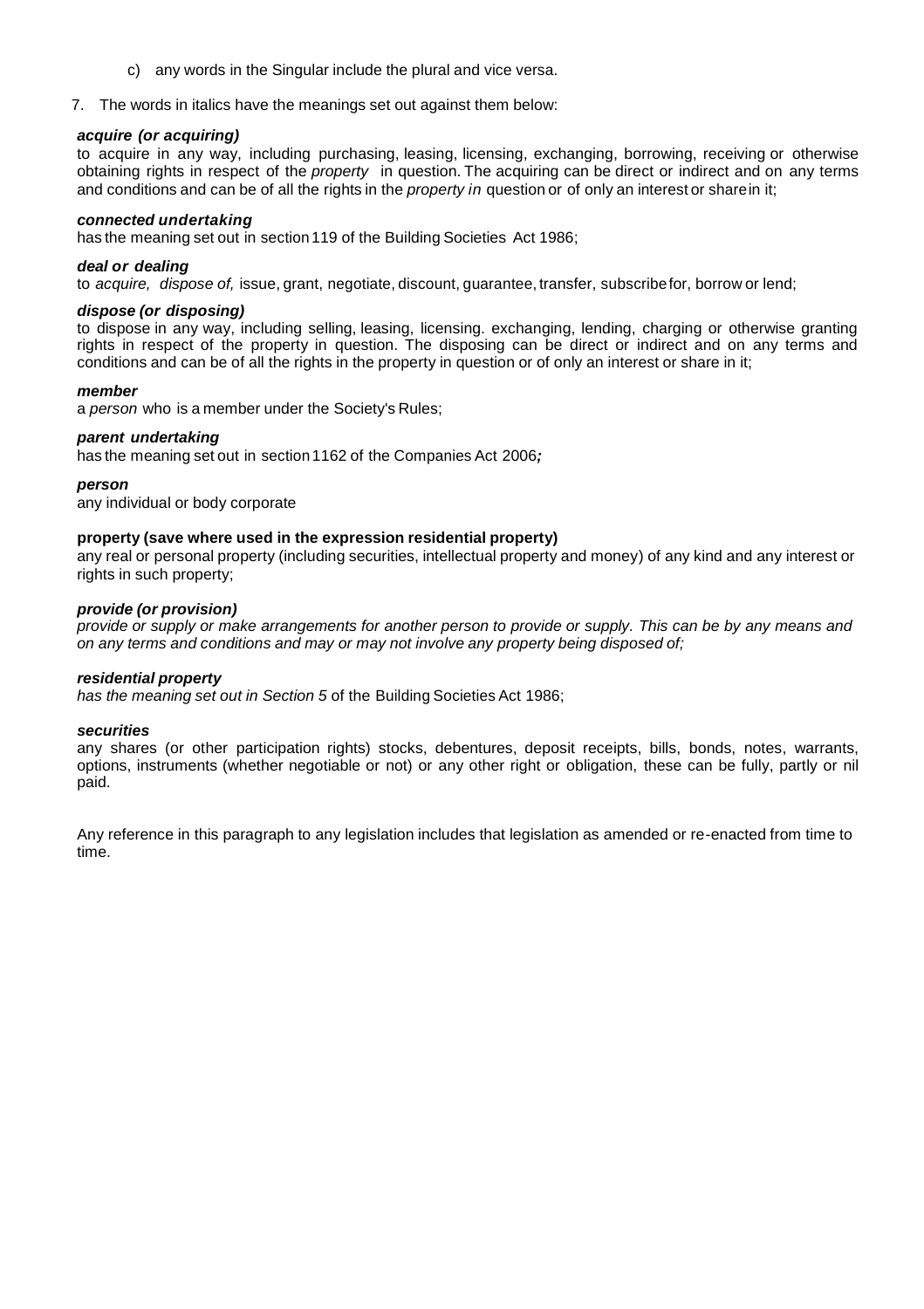c) any words in the Singular include the plural and vice versa.

7. The words in italics have the meanings set out against them below:

***acquire (or acquiring)***
to acquire in any way, including purchasing, leasing, licensing, exchanging, borrowing, receiving or otherwise obtaining rights in respect of the *property* in question. The acquiring can be direct or indirect and on any terms and conditions and can be of all the rights in the *property in* question or of only an interest or sharein it;

***connected undertaking***
has the meaning set out in section 119 of the Building Societies Act 1986;

***deal or dealing***
to *acquire, dispose of,* issue, grant, negotiate, discount, guarantee, transfer, subscribefor, borrow or lend;

***dispose (or disposing)***
to dispose in any way, including selling, leasing, licensing. exchanging, lending, charging or otherwise granting rights in respect of the property in question. The disposing can be direct or indirect and on any terms and conditions and can be of all the rights in the property in question or of only an interest or share in it;

***member***
a *person* who is a member under the Society's Rules;

***parent undertaking***
has the meaning set out in section 1162 of the Companies Act 2006***;***

***person***
any individual or body corporate

**property (save where used in the expression residential property)**
any real or personal property (including securities, intellectual property and money) of any kind and any interest or rights in such property;

***provide (or provision)***
*provide or supply or make arrangements for another person to provide or supply. This can be by any means and on any terms and conditions and may or may not involve any property being disposed of;*

***residential property***
*has the meaning set out in Section 5* of the Building Societies Act 1986;

***securities***
any shares (or other participation rights) stocks, debentures, deposit receipts, bills, bonds, notes, warrants, options, instruments (whether negotiable or not) or any other right or obligation, these can be fully, partly or nil paid.

Any reference in this paragraph to any legislation includes that legislation as amended or re-enacted from time to time.